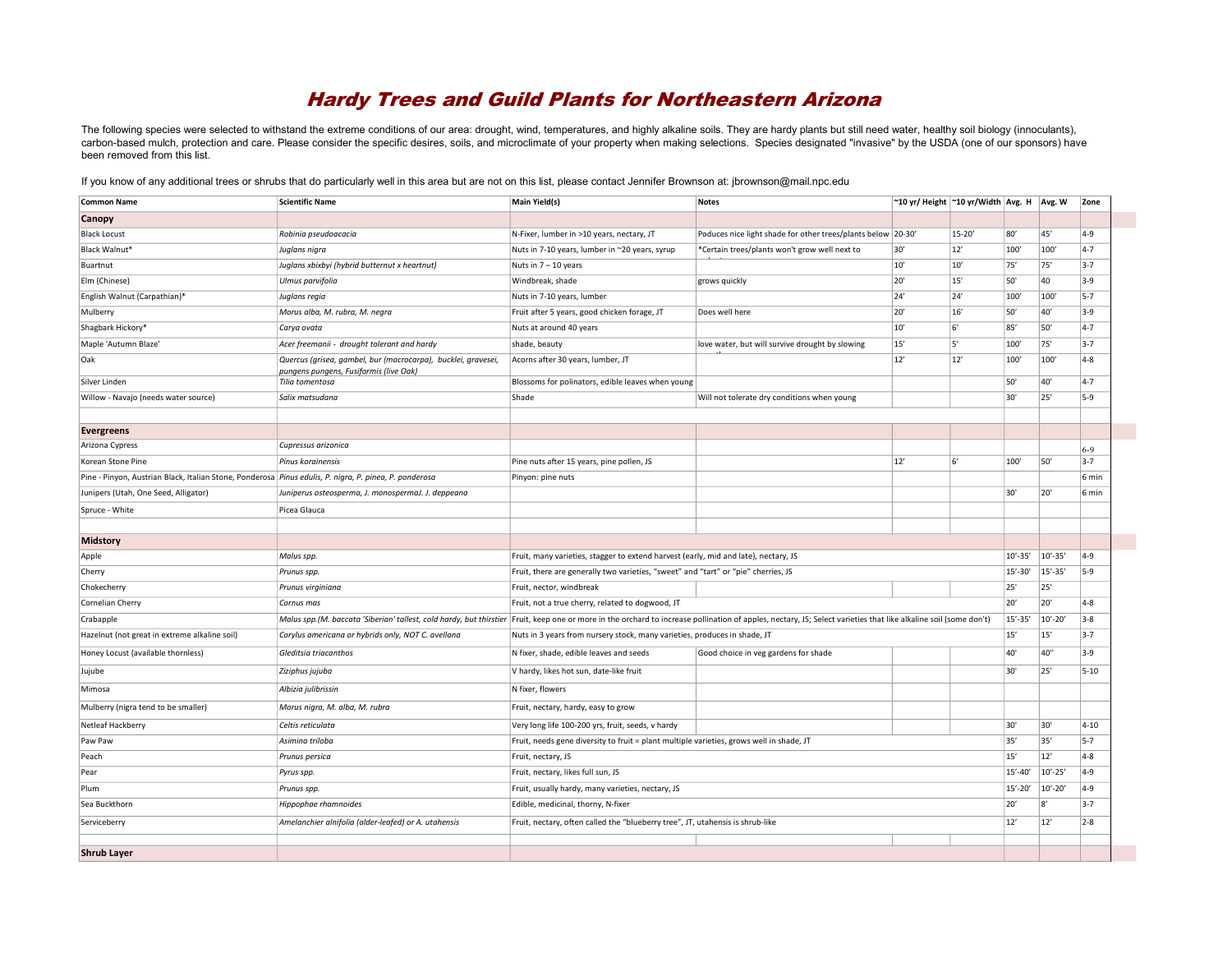# Hardy Trees and Guild Plants for Northeastern Arizona

The following species were selected to withstand the extreme conditions of our area: drought, wind, temperatures, and highly alkaline soils. They are hardy plants but still need water, healthy soil biology (innoculants), carbon-based mulch, protection and care. Please consider the specific desires, soils, and microclimate of your property when making selections. Species designated "invasive" by the USDA (one of our sponsors) have been removed from this list.

If you know of any additional trees or shrubs that do particularly well in this area but are not on this list, please contact Jennifer Brownson at: jbrownson@mail.npc.edu

| Common Name | Scientific Name | Main Yield(s) | Notes | ~10 yr/ Height | ~10 yr/Width | Avg. H | Avg. W | Zone |
|---|---|---|---|---|---|---|---|---|
| **Canopy** | | | | | | | | |
| Black Locust | *Robinia pseudoacacia* | N-Fixer, lumber in >10 years, nectary, JT | Poduces nice light shade for other trees/plants below | 20-30' | 15-20' | 80' | 45' | 4-9 |
| Black Walnut* | *Juglans nigra* | Nuts in 7-10 years, lumber in ~20 years, syrup | *Certain trees/plants won't grow well next to | 30' | 12' | 100' | 100' | 4-7 |
| Buartnut | *Juglans xbixbyi (hybrid butternut x heartnut)* | Nuts in 7 – 10 years | | 10' | 10' | 75' | 75' | 3-7 |
| Elm (Chinese) | *Ulmus parvifolia* | Windbreak, shade | grows quickly | 20' | 15' | 50' | 40 | 3-9 |
| English Walnut (Carpathian)* | *Juglans regia* | Nuts in 7-10 years, lumber | | 24' | 24' | 100' | 100' | 5-7 |
| Mulberry | *Morus alba, M. rubra, M. negra* | Fruit after 5 years, good chicken forage, JT | Does well here | 20' | 16' | 50' | 40' | 3-9 |
| Shagbark Hickory* | *Carya ovata* | Nuts at around 40 years | | 10' | 6' | 85' | 50' | 4-7 |
| Maple 'Autumn Blaze' | *Acer freemanii - drought tolerant and hardy* | shade, beauty | love water, but will survive drought by slowing | 15' | 5' | 100' | 75' | 3-7 |
| Oak | *Quercus (grisea, gambel, bur (macrocarpa), bucklei, gravesei, pungens pungens, Fusiformis (live Oak)* | Acorns after 30 years, lumber, JT | | 12' | 12' | 100' | 100' | 4-8 |
| Silver Linden | *Tilia tomentosa* | Blossoms for polinators, edible leaves when young | | | | 50' | 40' | 4-7 |
| Willow - Navajo (needs water source) | *Salix matsudana* | Shade | Will not tolerate dry conditions when young | | | 30' | 25' | 5-9 |
| | | | | | | | | |
| **Evergreens** | | | | | | | | |
| Arizona Cypress | *Cupressus arizonica* | | | | | | | 6-9 |
| Korean Stone Pine | *Pinus korainensis* | Pine nuts after 15 years, pine pollen, JS | | 12' | 6' | 100' | 50' | 3-7 |
| Pine - Pinyon, Austrian Black, Italian Stone, Ponderosa | *Pinus edulis, P. nigra, P. pinea, P. ponderosa* | Pinyon: pine nuts | | | | | | 6 min |
| Junipers (Utah, One Seed, Alligator) | *Juniperus osteosperma, J. monospermaJ. J. deppeana* | | | | | 30' | 20' | 6 min |
| Spruce - White | Picea Glauca | | | | | | | |
| | | | | | | | | |
| **Midstory** | | | | | | | | |
| Apple | *Malus spp.* | Fruit, many varieties, stagger to extend harvest (early, mid and late), nectary, JS | | | | 10'-35' | 10'-35' | 4-9 |
| Cherry | *Prunus spp.* | Fruit, there are generally two varieties, "sweet" and "tart" or "pie" cherries, JS | | | | 15'-30' | 15'-35' | 5-9 |
| Chokecherry | *Prunus virginiana* | Fruit, nector, windbreak | | | | 25' | 25' | |
| Cornelian Cherry | *Cornus mas* | Fruit, not a true cherry, related to dogwood, JT | | | | 20' | 20' | 4-8 |
| Crabapple | *Malus spp.(M. baccata 'Siberian' tallest, cold hardy, but thirstier* | Fruit, keep one or more in the orchard to increase pollination of apples, nectary, JS; Select varieties that like alkaline soil (some don't) | | | | 15'-35' | 10'-20' | 3-8 |
| Hazelnut (not great in extreme alkaline soil) | *Corylus americana or hybrids only, NOT C. avellana* | Nuts in 3 years from nursery stock, many varieties, produces in shade, JT | | | | 15' | 15' | 3-7 |
| Honey Locust (available thornless) | *Gleditsia triacanthos* | N fixer, shade, edible leaves and seeds | Good choice in veg gardens for shade | | | 40' | 40'' | 3-9 |
| Jujube | *Ziziphus jujuba* | V hardy, likes hot sun, date-like fruit | | | | 30' | 25' | 5-10 |
| Mimosa | *Albizia julibrissin* | N fixer, flowers | | | | | | |
| Mulberry (nigra tend to be smaller) | *Morus nigra, M. alba, M. rubra* | Fruit, nectary, hardy, easy to grow | | | | | | |
| Netleaf Hackberry | *Celtis reticulata* | Very long life 100-200 yrs, fruit, seeds, v hardy | | | | 30' | 30' | 4-10 |
| Paw Paw | *Asimina triloba* | Fruit, needs gene diversity to fruit = plant multiple varieties, grows well in shade, JT | | | | 35' | 35' | 5-7 |
| Peach | *Prunus persica* | Fruit, nectary, JS | | | | 15' | 12' | 4-8 |
| Pear | *Pyrus spp.* | Fruit, nectary, likes full sun, JS | | | | 15'-40' | 10'-25' | 4-9 |
| Plum | *Prunus spp.* | Fruit, usually hardy, many varieties, nectary, JS | | | | 15'-20' | 10'-20' | 4-9 |
| Sea Buckthorn | *Hippophae rhamnoides* | Edible, medicinal, thorny, N-fixer | | | | 20' | 8' | 3-7 |
| Serviceberry | *Amelanchier alnifolia (alder-leafed) or A. utahensis* | Fruit, nectary, often called the "blueberry tree", JT, utahensis is shrub-like | | | | 12' | 12' | 2-8 |
| | | | | | | | | |
| **Shrub Layer** | | | | | | | | |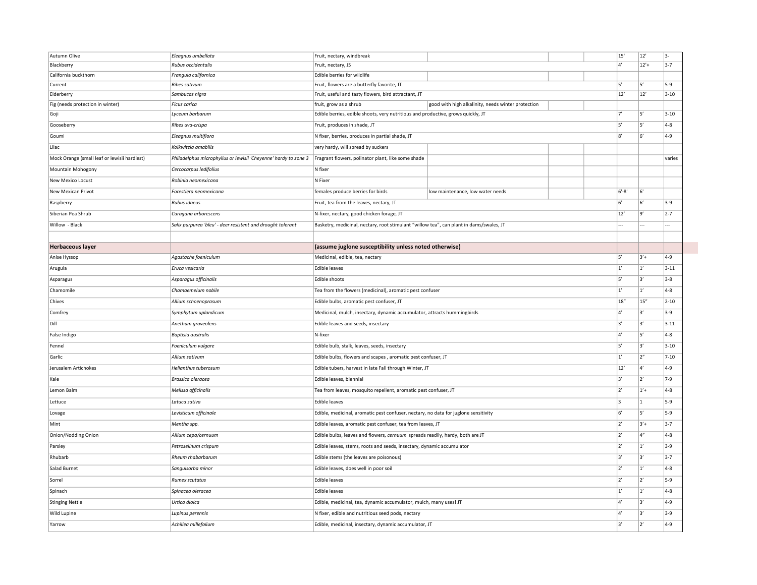| | | | | | | | | |
|---|---|---|---|---|---|---|---|---|
| Autumn Olive | *Eleagnus umbellata* | Fruit, nectary, windbreak | | | | 15' | 12' | 3- |
| Blackberry | *Rubus occidentalis* | Fruit, nectary, JS | | | | 4' | 12'+ | 3-7 |
| California buckthorn | *Frangula californica* | Edible berries for wildlife | | | | | | |
| Current | *Ribes sativum* | Fruit, flowers are a butterfly favorite, JT | | | | 5' | 5' | 5-9 |
| Elderberry | *Sambucas nigra* | Fruit, useful and tasty flowers, bird attractant, JT | | | | 12' | 12' | 3-10 |
| Fig (needs protection in winter) | *Ficus carica* | fruit, grow as a shrub | good with high alkalinity, needs winter protection | | | | | |
| Goji | *Lyceum barbarum* | Edible berries, edible shoots, very nutritious and productive, grows quickly, JT | | | | 7' | 5' | 3-10 |
| Gooseberry | *Ribes uva-crispa* | Fruit, produces in shade, JT | | | | 5' | 5' | 4-8 |
| Goumi | *Eleagnus multiflora* | N fixer, berries, produces in partial shade, JT | | | | 8' | 6' | 4-9 |
| Lilac | *Kolkwitzia amabilis* | very hardy, will spread by suckers | | | | | | |
| Mock Orange (small leaf or lewisii hardiest) | *Philadelphus microphyllus or lewisii 'Cheyenne' hardy to zone 3* | Fragrant flowers, polinator plant, like some shade | | | | | | varies |
| Mountain Mohogony | *Cercocarpus ledifolius* | N fixer | | | | | | |
| New Mexico Locust | *Robinia neomexicana* | N Fixer | | | | | | |
| New Mexican Privot | *Forestiera neomexicana* | females produce berries for birds | low maintenance, low water needs | | | 6'-8' | 6' | |
| Raspberry | *Rubus idaeus* | Fruit, tea from the leaves, nectary, JT | | | | 6' | 6' | 3-9 |
| Siberian Pea Shrub | *Caragana arborescens* | N-fixer, nectary, good chicken forage, JT | | | | 12' | 9' | 2-7 |
| Willow - Black | *Salix purpurea 'bleu' - deer resistent and drought tolerant* | Basketry, medicinal, nectary, root stimulant "willow tea", can plant in dams/swales, JT | | | | --- | --- | --- |
| | | | | | | | | |
| **Herbaceous layer** | | **(assume juglone susceptibility unless noted otherwise)** | | | | | | |
| Anise Hyssop | *Agastache foeniculum* | Medicinal, edible, tea, nectary | | | | 5' | 3'+ | 4-9 |
| Arugula | *Eruca vesicaria* | Edible leaves | | | | 1' | 1' | 3-11 |
| Asparagus | *Asparagus officinalis* | Edible shoots | | | | 5' | 3' | 3-8 |
| Chamomile | *Chamaemelum nobile* | Tea from the flowers (medicinal), aromatic pest confuser | | | | 1' | 1' | 4-8 |
| Chives | *Allium schoenoprasum* | Edible bulbs, aromatic pest confuser, JT | | | | 18" | 15" | 2-10 |
| Comfrey | *Symphytum uplandicum* | Medicinal, mulch, insectary, dynamic accumulator, attracts hummingbirds | | | | 4' | 3' | 3-9 |
| Dill | *Anethum graveolens* | Edible leaves and seeds, insectary | | | | 3' | 3' | 3-11 |
| False Indigo | *Baptisia australis* | N-fixer | | | | 4' | 5' | 4-8 |
| Fennel | *Foeniculum vulgare* | Edible bulb, stalk, leaves, seeds, insectary | | | | 5' | 3' | 3-10 |
| Garlic | *Allium sativum* | Edible bulbs, flowers and scapes , aromatic pest confuser, JT | | | | 1' | 2" | 7-10 |
| Jerusalem Artichokes | *Helianthus tuberosum* | Edible tubers, harvest in late Fall through Winter, JT | | | | 12' | 4' | 4-9 |
| Kale | *Brassica oleracea* | Edible leaves, biennial | | | | 3' | 2' | 7-9 |
| Lemon Balm | *Melissa officinalis* | Tea from leaves, mosquito repellent, aromatic pest confuser, JT | | | | 2' | 1'+ | 4-8 |
| Lettuce | *Latuca sativa* | Edible leaves | | | | 3 | 1 | 5-9 |
| Lovage | *Levisticum officinale* | Edible, medicinal, aromatic pest confuser, nectary, no data for juglone sensitivity | | | | 6' | 5' | 5-9 |
| Mint | *Mentha spp.* | Edible leaves, aromatic pest confuser, tea from leaves, JT | | | | 2' | 3'+ | 3-7 |
| Onion/Nodding Onion | *Allium cepa/cernuum* | Edible bulbs, leaves and flowers, *cernuum* spreads readily, hardy, both are JT | | | | 2' | 4" | 4-8 |
| Parsley | *Petroselinum crispum* | Edible leaves, stems, roots and seeds, insectary, dynamic accumulator | | | | 2' | 1' | 3-9 |
| Rhubarb | *Rheum rhabarbarum* | Edible stems (the leaves are poisonous) | | | | 3' | 3' | 3-7 |
| Salad Burnet | *Sanguisorba minor* | Edible leaves, does well in poor soil | | | | 2' | 1' | 4-8 |
| Sorrel | *Rumex scutatus* | Edible leaves | | | | 2' | 2' | 5-9 |
| Spinach | *Spinacea oleracea* | Edible leaves | | | | 1' | 1' | 4-8 |
| Stinging Nettle | *Urtica dioica* | Edible, medicinal, tea, dynamic accumulator, mulch, many uses! JT | | | | 4' | 3' | 4-9 |
| Wild Lupine | *Lupinus perennis* | N fixer, edible and nutritious seed pods, nectary | | | | 4' | 3' | 3-9 |
| Yarrow | *Achillea millefolium* | Edible, medicinal, insectary, dynamic accumulator, JT | | | | 3' | 2' | 4-9 |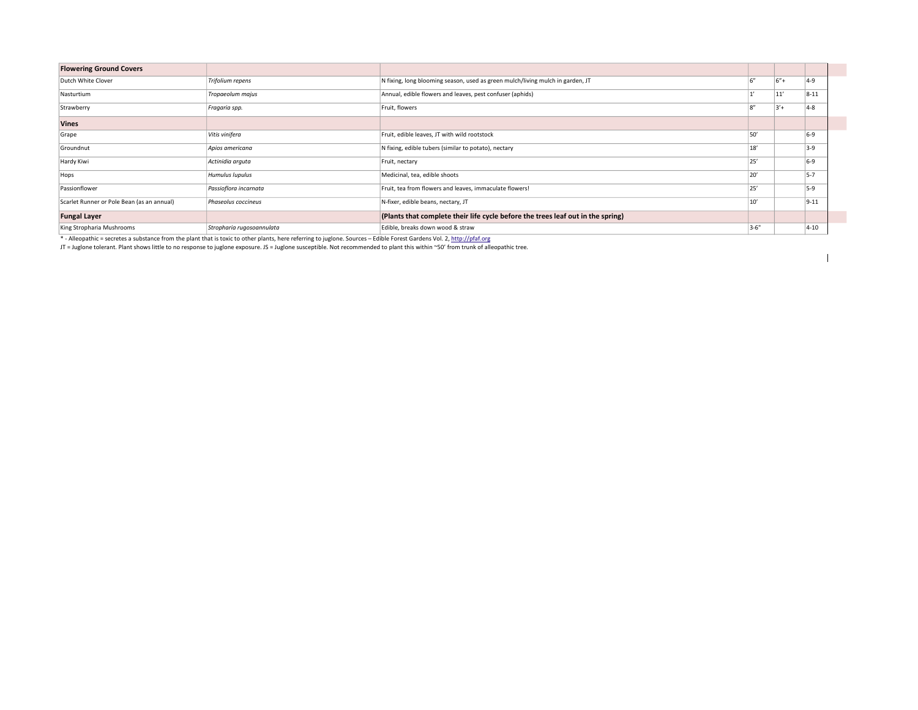| | | | | | |
|---|---|---|---|---|---|
| **Flowering Ground Covers** | | | | | |
| Dutch White Clover | *Trifolium repens* | N fixing, long blooming season, used as green mulch/living mulch in garden, JT | 6" | 6"+ | 4-9 |
| Nasturtium | *Tropaeolum majus* | Annual, edible flowers and leaves, pest confuser (aphids) | 1' | 11' | 8-11 |
| Strawberry | *Fragaria spp.* | Fruit, flowers | 8" | 3'+ | 4-8 |
| **Vines** | | | | | |
| Grape | *Vitis vinifera* | Fruit, edible leaves, JT with wild rootstock | 50' | | 6-9 |
| Groundnut | *Apios americana* | N fixing, edible tubers (similar to potato), nectary | 18' | | 3-9 |
| Hardy Kiwi | *Actinidia arguta* | Fruit, nectary | 25' | | 6-9 |
| Hops | *Humulus lupulus* | Medicinal, tea, edible shoots | 20' | | 5-7 |
| Passionflower | *Passioflora incarnata* | Fruit, tea from flowers and leaves, immaculate flowers! | 25' | | 5-9 |
| Scarlet Runner or Pole Bean (as an annual) | *Phaseolus coccineus* | N-fixer, edible beans, nectary, JT | 10' | | 9-11 |
| **Fungal Layer** | | **(Plants that complete their life cycle before the trees leaf out in the spring)** | | | |
| King Stropharia Mushrooms | *Stropharia rugosoannulata* | Edible, breaks down wood & straw | 3-6" | | 4-10 |

* - Alleopathic = secretes a substance from the plant that is toxic to other plants, here referring to juglone. Sources – Edible Forest Gardens Vol. 2, http://pfaf.org

JT = Juglone tolerant. Plant shows little to no response to juglone exposure. JS = Juglone susceptible. Not recommended to plant this within ~50' from trunk of alleopathic tree.